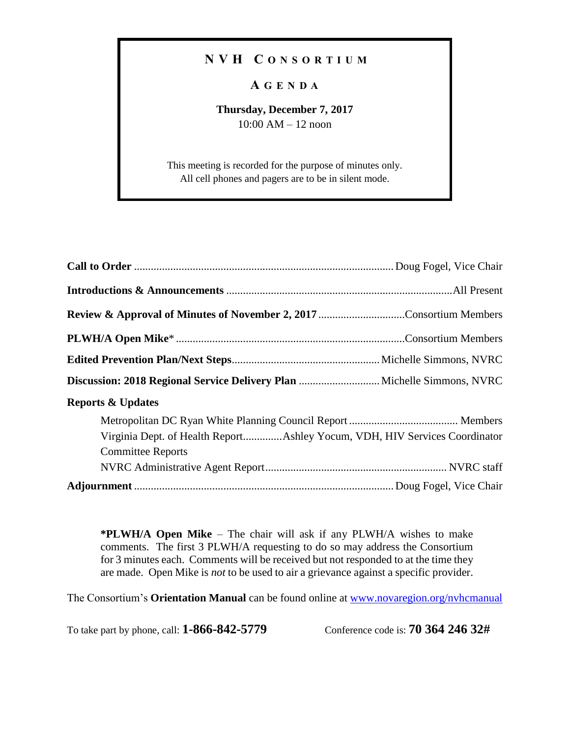# NVH CONSORTIUM

## AGENDA

**Thursday, December 7, 2017**
10:00 AM – 12 noon

This meeting is recorded for the purpose of minutes only.
All cell phones and pagers are to be in silent mode.

| | |
|---|---|
| **Call to Order** | Doug Fogel, Vice Chair |
| **Introductions & Announcements** | All Present |
| **Review & Approval of Minutes of November 2, 2017** | Consortium Members |
| **PLWH/A Open Mike*** | Consortium Members |
| **Edited Prevention Plan/Next Steps** | Michelle Simmons, NVRC |
| **Discussion: 2018 Regional Service Delivery Plan** | Michelle Simmons, NVRC |
| **Reports & Updates** | |
| Metropolitan DC Ryan White Planning Council Report | Members |
| Virginia Dept. of Health Report | Ashley Yocum, VDH, HIV Services Coordinator |
| Committee Reports | |
| NVRC Administrative Agent Report | NVRC staff |
| **Adjournment** | Doug Fogel, Vice Chair |

**\*PLWH/A Open Mike** – The chair will ask if any PLWH/A wishes to make comments. The first 3 PLWH/A requesting to do so may address the Consortium for 3 minutes each. Comments will be received but not responded to at the time they are made. Open Mike is *not* to be used to air a grievance against a specific provider.

The Consortium's **Orientation Manual** can be found online at [www.novaregion.org/nvhcmanual](http://www.novaregion.org/nvhcmanual)

To take part by phone, call: **1-866-842-5779** Conference code is: **70 364 246 32#**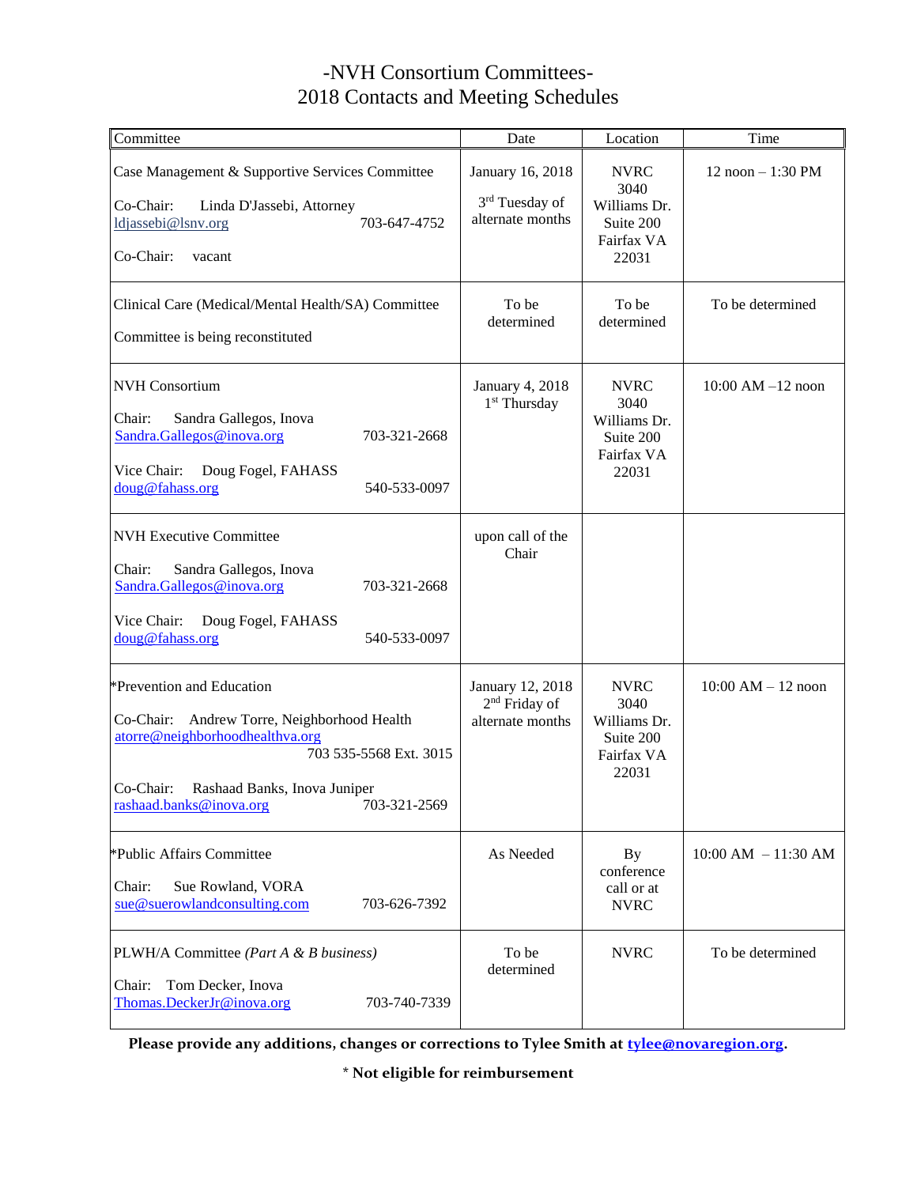# -NVH Consortium Committees-
## 2018 Contacts and Meeting Schedules

| Committee | Date | Location | Time |
|---|---|---|---|
| Case Management & Supportive Services Committee<br><br>Co-Chair: Linda D'Jassebi, Attorney<br>ldjassebi@lsnv.org 703-647-4752<br><br>Co-Chair: vacant | January 16, 2018<br>3rd Tuesday of alternate months | NVRC 3040 Williams Dr. Suite 200 Fairfax VA 22031 | 12 noon – 1:30 PM |
| Clinical Care (Medical/Mental Health/SA) Committee<br><br>Committee is being reconstituted | To be determined | To be determined | To be determined |
| NVH Consortium<br><br>Chair: Sandra Gallegos, Inova<br>Sandra.Gallegos@inova.org 703-321-2668<br><br>Vice Chair: Doug Fogel, FAHASS<br>doug@fahass.org 540-533-0097 | January 4, 2018<br>1st Thursday | NVRC 3040 Williams Dr. Suite 200 Fairfax VA 22031 | 10:00 AM –12 noon |
| NVH Executive Committee<br><br>Chair: Sandra Gallegos, Inova<br>Sandra.Gallegos@inova.org 703-321-2668<br><br>Vice Chair: Doug Fogel, FAHASS<br>doug@fahass.org 540-533-0097 | upon call of the Chair | | |
| *Prevention and Education<br><br>Co-Chair: Andrew Torre, Neighborhood Health<br>atorre@neighborhoodhealthva.org<br>703 535-5568 Ext. 3015<br><br>Co-Chair: Rashaad Banks, Inova Juniper<br>rashaad.banks@inova.org 703-321-2569 | January 12, 2018<br>2nd Friday of alternate months | NVRC 3040 Williams Dr. Suite 200 Fairfax VA 22031 | 10:00 AM – 12 noon |
| *Public Affairs Committee<br><br>Chair: Sue Rowland, VORA<br>sue@suerowlandconsulting.com 703-626-7392 | As Needed | By conference call or at NVRC | 10:00 AM – 11:30 AM |
| PLWH/A Committee *(Part A & B business)*<br><br>Chair: Tom Decker, Inova<br>Thomas.DeckerJr@inova.org 703-740-7339 | To be determined | NVRC | To be determined |

**Please provide any additions, changes or corrections to Tylee Smith at tylee@novaregion.org.**

\* **Not eligible for reimbursement**